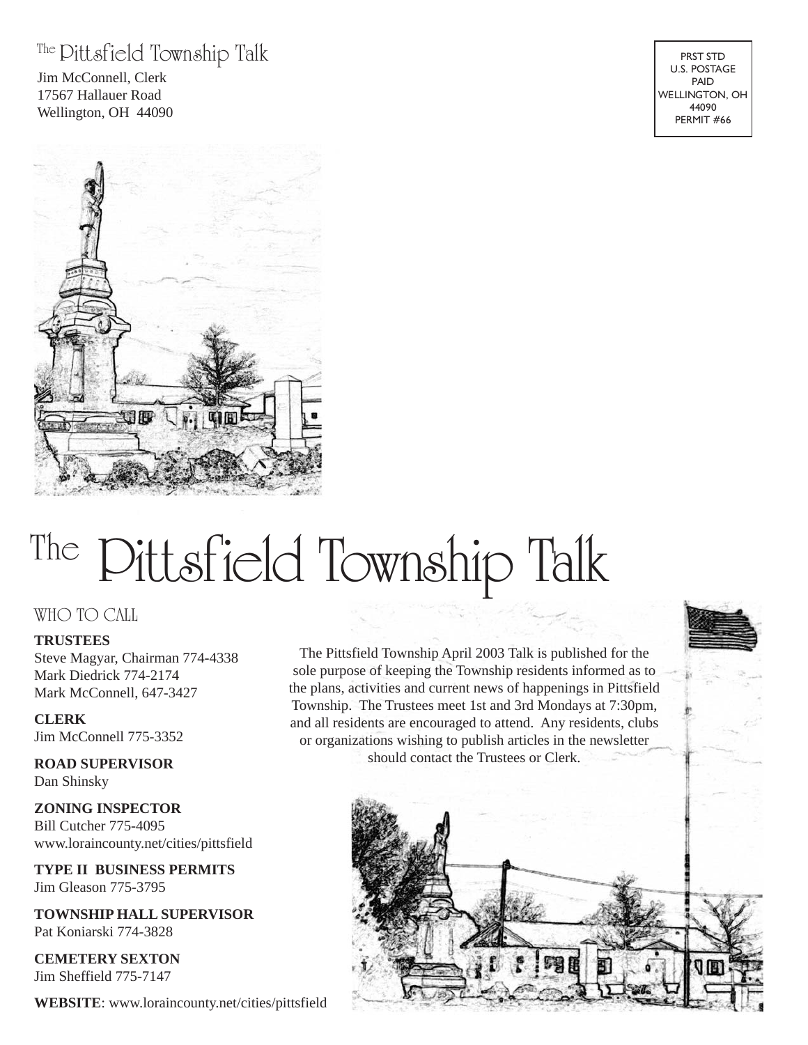The Pittsfield Township Talk
Jim McConnell, Clerk
17567 Hallauer Road
Wellington, OH 44090

PRST STD
U.S. POSTAGE
PAID
WELLINGTON, OH
44090
PERMIT #66

# The Pittsfield Township Talk

## WHO TO CALL

**TRUSTEES**
Steve Magyar, Chairman 774-4338
Mark Diedrick 774-2174
Mark McConnell, 647-3427

**CLERK**
Jim McConnell 775-3352

**ROAD SUPERVISOR**
Dan Shinsky

**ZONING INSPECTOR**
Bill Cutcher 775-4095
www.loraincounty.net/cities/pittsfield

**TYPE II BUSINESS PERMITS**
Jim Gleason 775-3795

**TOWNSHIP HALL SUPERVISOR**
Pat Koniarski 774-3828

**CEMETERY SEXTON**
Jim Sheffield 775-7147

**WEBSITE**: www.loraincounty.net/cities/pittsfield

The Pittsfield Township April 2003 Talk is published for the sole purpose of keeping the Township residents informed as to the plans, activities and current news of happenings in Pittsfield Township. The Trustees meet 1st and 3rd Mondays at 7:30pm, and all residents are encouraged to attend. Any residents, clubs or organizations wishing to publish articles in the newsletter should contact the Trustees or Clerk.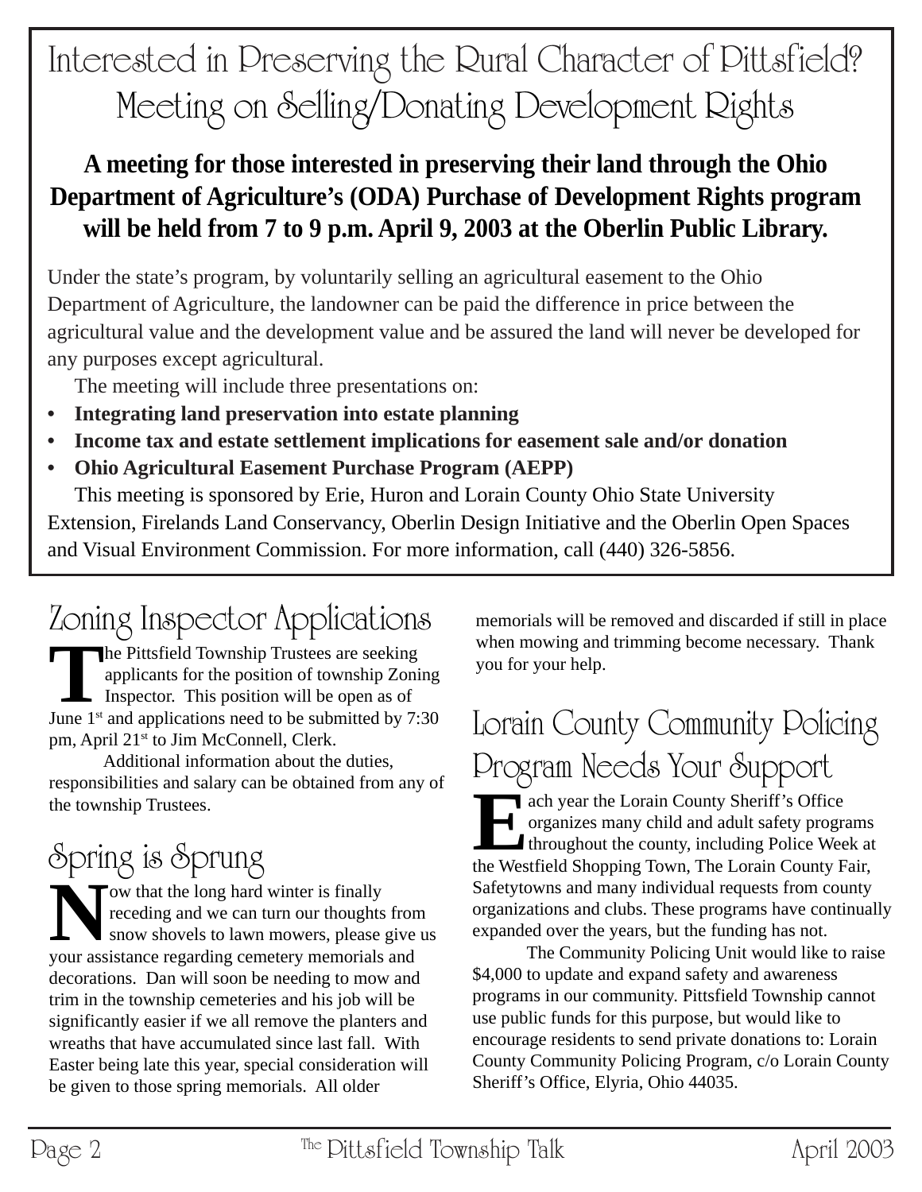# Interested in Preserving the Rural Character of Pittsfield? Meeting on Selling/Donating Development Rights

**A meeting for those interested in preserving their land through the Ohio Department of Agriculture's (ODA) Purchase of Development Rights program will be held from 7 to 9 p.m. April 9, 2003 at the Oberlin Public Library.**

Under the state's program, by voluntarily selling an agricultural easement to the Ohio Department of Agriculture, the landowner can be paid the difference in price between the agricultural value and the development value and be assured the land will never be developed for any purposes except agricultural.

The meeting will include three presentations on:

- **Integrating land preservation into estate planning**
- **Income tax and estate settlement implications for easement sale and/or donation**
- **Ohio Agricultural Easement Purchase Program (AEPP)**

This meeting is sponsored by Erie, Huron and Lorain County Ohio State University Extension, Firelands Land Conservancy, Oberlin Design Initiative and the Oberlin Open Spaces and Visual Environment Commission. For more information, call (440) 326-5856.

## Zoning Inspector Applications

The Pittsfield Township Trustees are seeking applicants for the position of township Zoning Inspector. This position will be open as of June 1st and applications need to be submitted by 7:30 pm, April 21st to Jim McConnell, Clerk.

Additional information about the duties, responsibilities and salary can be obtained from any of the township Trustees.

## Spring is Sprung

Now that the long hard winter is finally receding and we can turn our thoughts from snow shovels to lawn mowers, please give us your assistance regarding cemetery memorials and decorations. Dan will soon be needing to mow and trim in the township cemeteries and his job will be significantly easier if we all remove the planters and wreaths that have accumulated since last fall. With Easter being late this year, special consideration will be given to those spring memorials. All older memorials will be removed and discarded if still in place when mowing and trimming become necessary. Thank you for your help.

## Lorain County Community Policing Program Needs Your Support

Each year the Lorain County Sheriff's Office organizes many child and adult safety programs throughout the county, including Police Week at the Westfield Shopping Town, The Lorain County Fair, Safetytowns and many individual requests from county organizations and clubs. These programs have continually expanded over the years, but the funding has not.

The Community Policing Unit would like to raise $4,000 to update and expand safety and awareness programs in our community. Pittsfield Township cannot use public funds for this purpose, but would like to encourage residents to send private donations to: Lorain County Community Policing Program, c/o Lorain County Sheriff's Office, Elyria, Ohio 44035.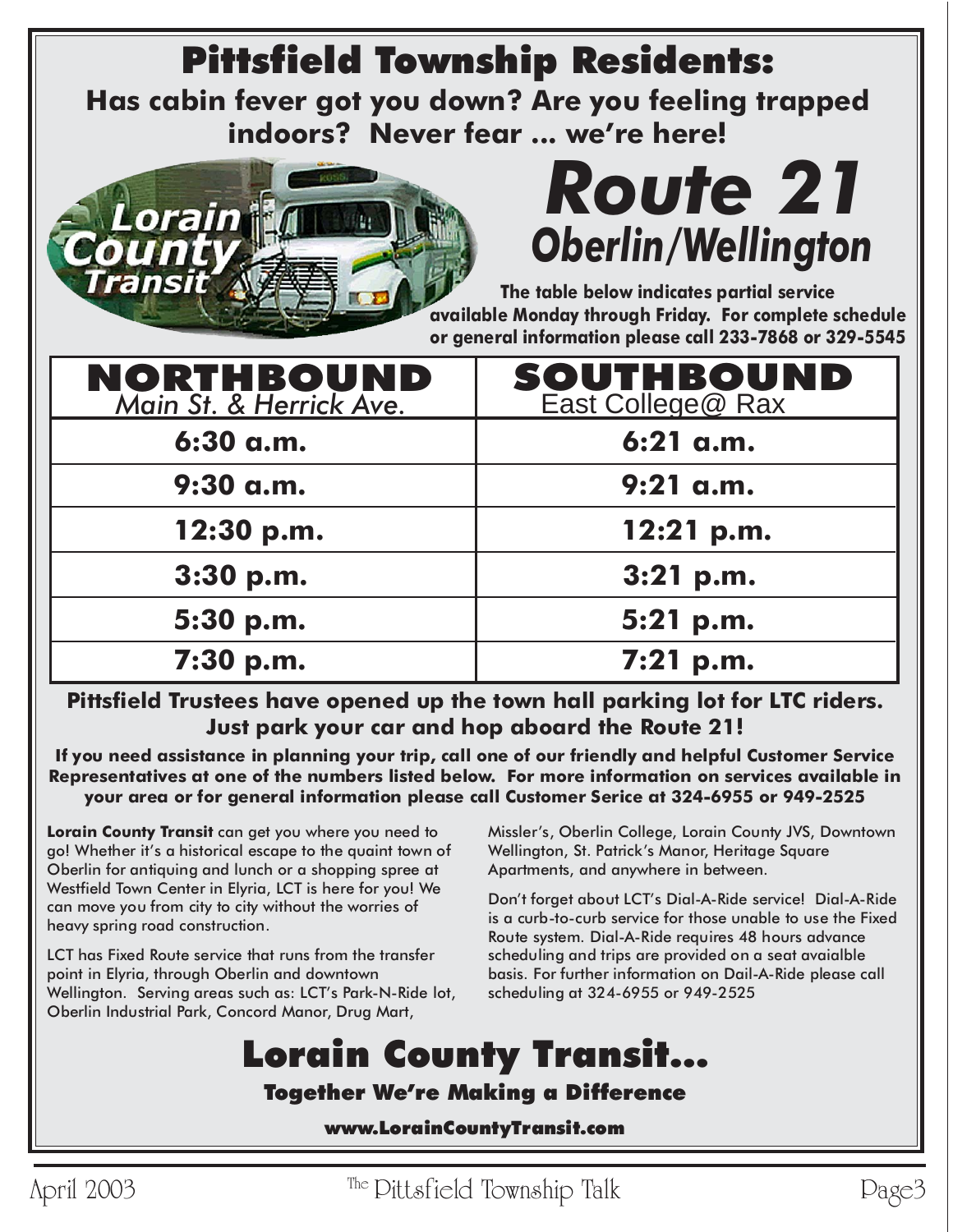# Pittsfield Township Residents:

## Has cabin fever got you down? Are you feeling trapped indoors? Never fear ... we're here!

Lorain County Transit

# *Route 21*

## *Oberlin/Wellington*

**The table below indicates partial service available Monday through Friday. For complete schedule or general information please call 233-7868 or 329-5545**

| **NORTHBOUND** *Main St. & Herrick Ave.* | **SOUTHBOUND** East College@ Rax |
|---|---|
| **6:30 a.m.** | **6:21 a.m.** |
| **9:30 a.m.** | **9:21 a.m.** |
| **12:30 p.m.** | **12:21 p.m.** |
| **3:30 p.m.** | **3:21 p.m.** |
| **5:30 p.m.** | **5:21 p.m.** |
| **7:30 p.m.** | **7:21 p.m.** |

**Pittsfield Trustees have opened up the town hall parking lot for LTC riders. Just park your car and hop aboard the Route 21!**

**If you need assistance in planning your trip, call one of our friendly and helpful Customer Service Representatives at one of the numbers listed below. For more information on services available in your area or for general information please call Customer Serice at 324-6955 or 949-2525**

**Lorain County Transit** can get you where you need to go! Whether it's a historical escape to the quaint town of Oberlin for antiquing and lunch or a shopping spree at Westfield Town Center in Elyria, LCT is here for you! We can move you from city to city without the worries of heavy spring road construction.

LCT has Fixed Route service that runs from the transfer point in Elyria, through Oberlin and downtown Wellington. Serving areas such as: LCT's Park-N-Ride lot, Oberlin Industrial Park, Concord Manor, Drug Mart, Missler's, Oberlin College, Lorain County JVS, Downtown Wellington, St. Patrick's Manor, Heritage Square Apartments, and anywhere in between.

Don't forget about LCT's Dial-A-Ride service! Dial-A-Ride is a curb-to-curb service for those unable to use the Fixed Route system. Dial-A-Ride requires 48 hours advance scheduling and trips are provided on a seat avaialble basis. For further information on Dail-A-Ride please call scheduling at 324-6955 or 949-2525

# Lorain County Transit...

**Together We're Making a Difference**

**www.LorainCountyTransit.com**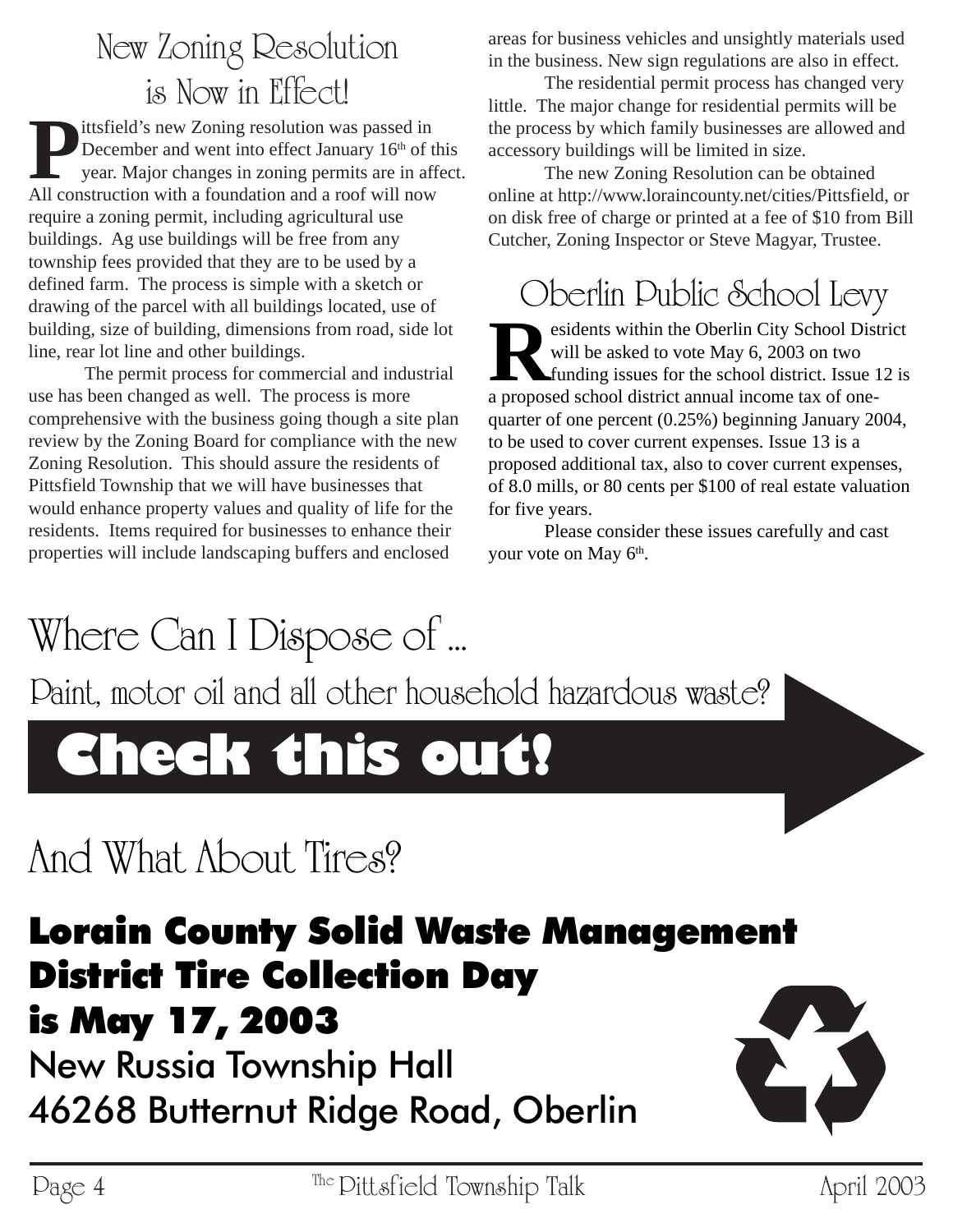## New Zoning Resolution is Now in Effect!

Pittsfield's new Zoning resolution was passed in December and went into effect January 16th of this year. Major changes in zoning permits are in affect. All construction with a foundation and a roof will now require a zoning permit, including agricultural use buildings. Ag use buildings will be free from any township fees provided that they are to be used by a defined farm. The process is simple with a sketch or drawing of the parcel with all buildings located, use of building, size of building, dimensions from road, side lot line, rear lot line and other buildings.

The permit process for commercial and industrial use has been changed as well. The process is more comprehensive with the business going though a site plan review by the Zoning Board for compliance with the new Zoning Resolution. This should assure the residents of Pittsfield Township that we will have businesses that would enhance property values and quality of life for the residents. Items required for businesses to enhance their properties will include landscaping buffers and enclosed areas for business vehicles and unsightly materials used in the business. New sign regulations are also in effect.

The residential permit process has changed very little. The major change for residential permits will be the process by which family businesses are allowed and accessory buildings will be limited in size.

The new Zoning Resolution can be obtained online at http://www.loraincounty.net/cities/Pittsfield, or on disk free of charge or printed at a fee of $10 from Bill Cutcher, Zoning Inspector or Steve Magyar, Trustee.

## Oberlin Public School Levy

Residents within the Oberlin City School District will be asked to vote May 6, 2003 on two funding issues for the school district. Issue 12 is a proposed school district annual income tax of one-quarter of one percent (0.25%) beginning January 2004, to be used to cover current expenses. Issue 13 is a proposed additional tax, also to cover current expenses, of 8.0 mills, or 80 cents per $100 of real estate valuation for five years.

Please consider these issues carefully and cast your vote on May 6th.

## Where Can I Dispose of ...

Paint, motor oil and all other household hazardous waste?

**Check this out!**

## And What About Tires?

**Lorain County Solid Waste Management District Tire Collection Day is May 17, 2003**

New Russia Township Hall
46268 Butternut Ridge Road, Oberlin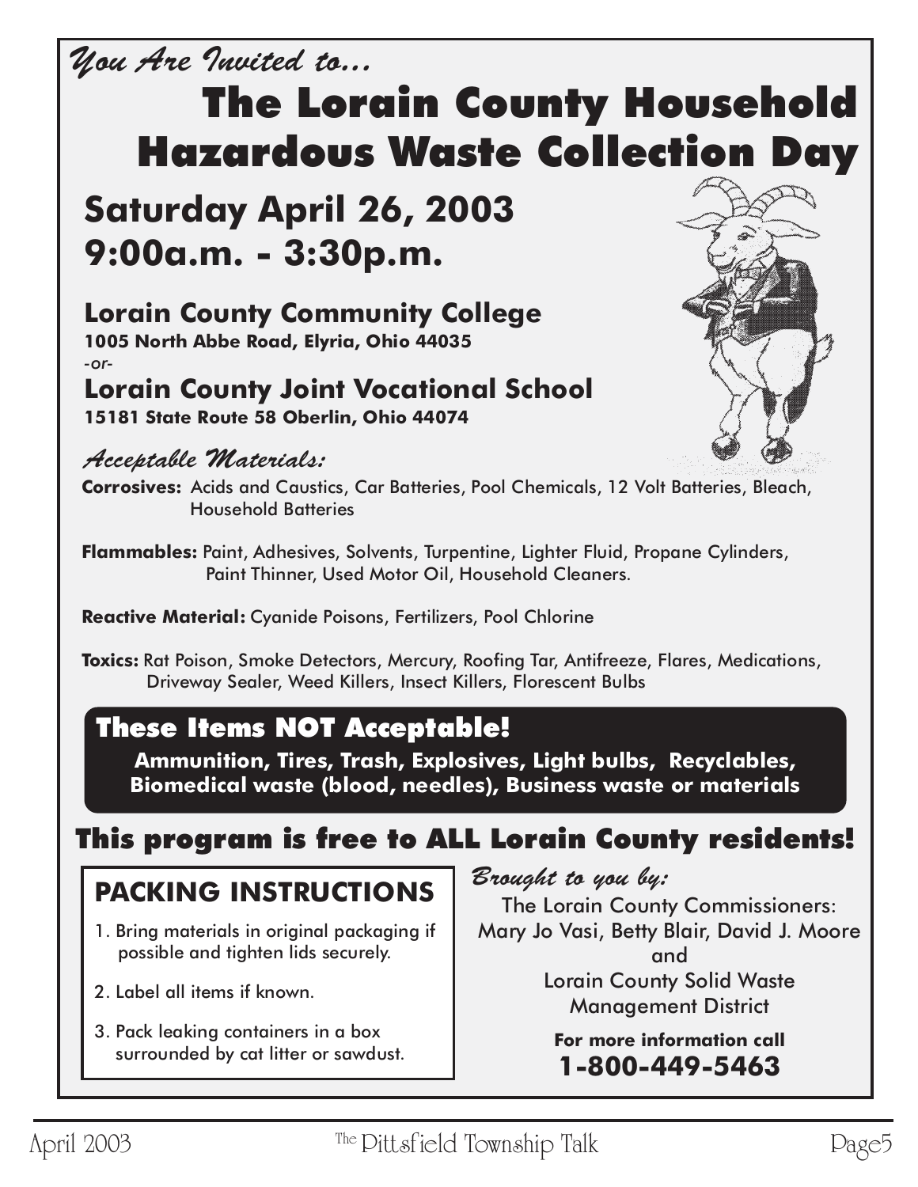*You Are Invited to...*

# The Lorain County Household Hazardous Waste Collection Day

## Saturday April 26, 2003
## 9:00a.m. - 3:30p.m.

**Lorain County Community College**
**1005 North Abbe Road, Elyria, Ohio 44035**
*-or-*
**Lorain County Joint Vocational School**
**15181 State Route 58 Oberlin, Ohio 44074**

### *Acceptable Materials:*

**Corrosives:** Acids and Caustics, Car Batteries, Pool Chemicals, 12 Volt Batteries, Bleach, Household Batteries

**Flammables:** Paint, Adhesives, Solvents, Turpentine, Lighter Fluid, Propane Cylinders, Paint Thinner, Used Motor Oil, Household Cleaners.

**Reactive Material:** Cyanide Poisons, Fertilizers, Pool Chlorine

**Toxics:** Rat Poison, Smoke Detectors, Mercury, Roofing Tar, Antifreeze, Flares, Medications, Driveway Sealer, Weed Killers, Insect Killers, Florescent Bulbs

### These Items NOT Acceptable!

**Ammunition, Tires, Trash, Explosives, Light bulbs, Recyclables, Biomedical waste (blood, needles), Business waste or materials**

## This program is free to ALL Lorain County residents!

### PACKING INSTRUCTIONS

1. Bring materials in original packaging if possible and tighten lids securely.
2. Label all items if known.
3. Pack leaking containers in a box surrounded by cat litter or sawdust.

*Brought to you by:*

The Lorain County Commissioners:
Mary Jo Vasi, Betty Blair, David J. Moore
and
Lorain County Solid Waste Management District

**For more information call**
**1-800-449-5463**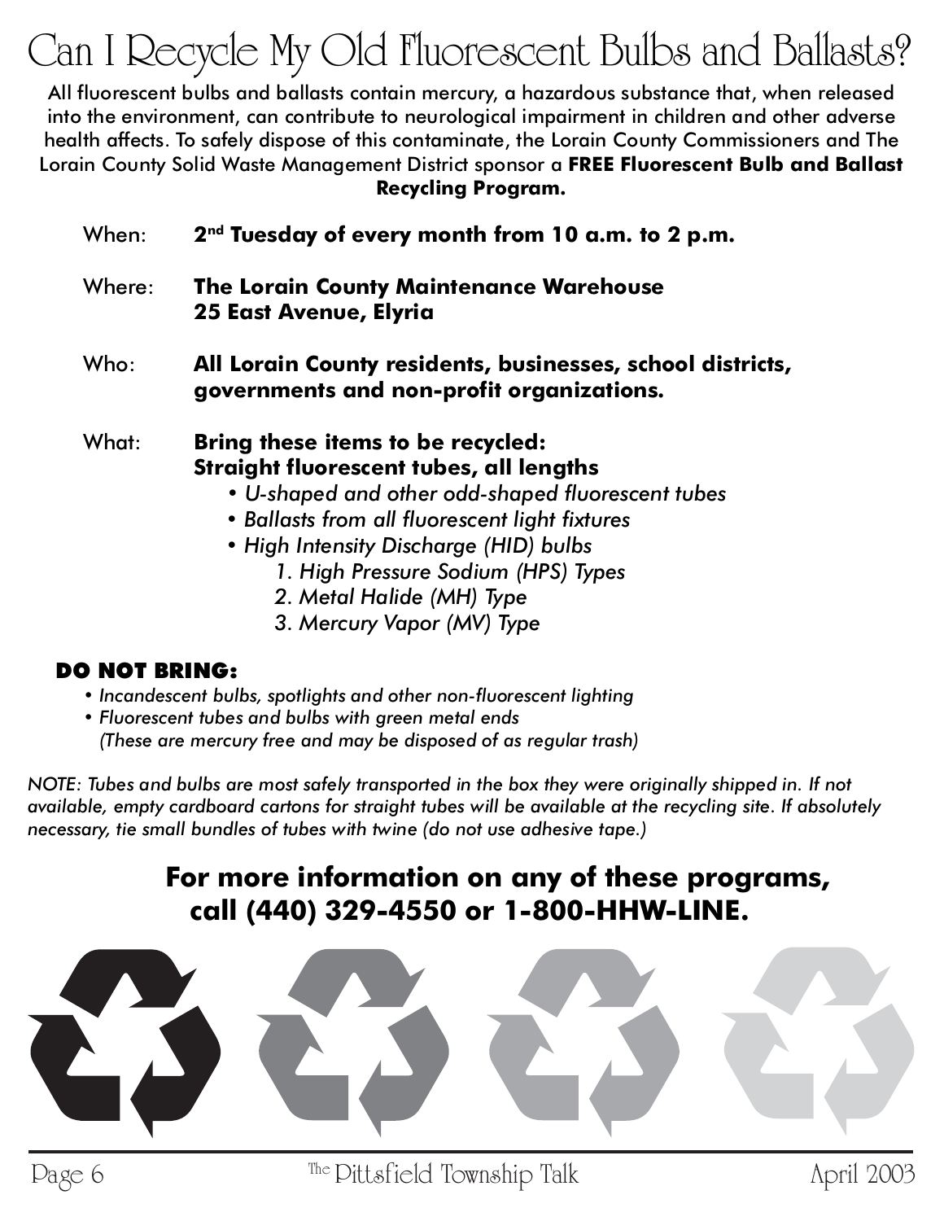# Can I Recycle My Old Fluorescent Bulbs and Ballasts?

All fluorescent bulbs and ballasts contain mercury, a hazardous substance that, when released into the environment, can contribute to neurological impairment in children and other adverse health affects. To safely dispose of this contaminate, the Lorain County Commissioners and The Lorain County Solid Waste Management District sponsor a **FREE Fluorescent Bulb and Ballast Recycling Program.**

When: **2nd Tuesday of every month from 10 a.m. to 2 p.m.**

Where: **The Lorain County Maintenance Warehouse**
**25 East Avenue, Elyria**

Who: **All Lorain County residents, businesses, school districts, governments and non-profit organizations.**

What: **Bring these items to be recycled:**
**Straight fluorescent tubes, all lengths**

- *U-shaped and other odd-shaped fluorescent tubes*
- *Ballasts from all fluorescent light fixtures*
- *High Intensity Discharge (HID) bulbs*
  1. *High Pressure Sodium (HPS) Types*
  2. *Metal Halide (MH) Type*
  3. *Mercury Vapor (MV) Type*

**DO NOT BRING:**

- *Incandescent bulbs, spotlights and other non-fluorescent lighting*
- *Fluorescent tubes and bulbs with green metal ends (These are mercury free and may be disposed of as regular trash)*

*NOTE: Tubes and bulbs are most safely transported in the box they were originally shipped in. If not available, empty cardboard cartons for straight tubes will be available at the recycling site. If absolutely necessary, tie small bundles of tubes with twine (do not use adhesive tape.)*

**For more information on any of these programs, call (440) 329-4550 or 1-800-HHW-LINE.**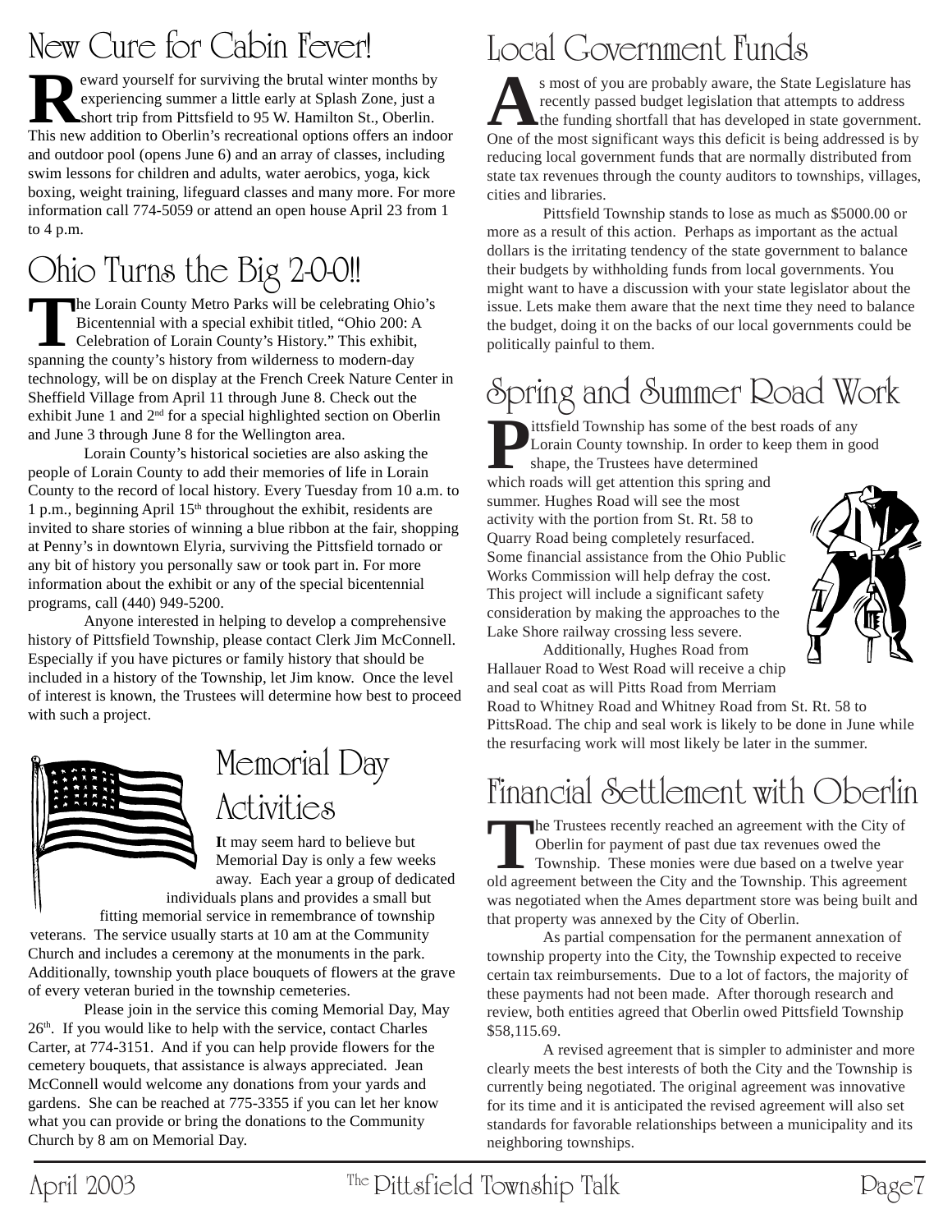## New Cure for Cabin Fever!

Reward yourself for surviving the brutal winter months by experiencing summer a little early at Splash Zone, just a short trip from Pittsfield to 95 W. Hamilton St., Oberlin. This new addition to Oberlin's recreational options offers an indoor and outdoor pool (opens June 6) and an array of classes, including swim lessons for children and adults, water aerobics, yoga, kick boxing, weight training, lifeguard classes and many more. For more information call 774-5059 or attend an open house April 23 from 1 to 4 p.m.

## Ohio Turns the Big 2-0-0!!

The Lorain County Metro Parks will be celebrating Ohio's Bicentennial with a special exhibit titled, "Ohio 200: A Celebration of Lorain County's History." This exhibit, spanning the county's history from wilderness to modern-day technology, will be on display at the French Creek Nature Center in Sheffield Village from April 11 through June 8. Check out the exhibit June 1 and 2nd for a special highlighted section on Oberlin and June 3 through June 8 for the Wellington area.

Lorain County's historical societies are also asking the people of Lorain County to add their memories of life in Lorain County to the record of local history. Every Tuesday from 10 a.m. to 1 p.m., beginning April 15th throughout the exhibit, residents are invited to share stories of winning a blue ribbon at the fair, shopping at Penny's in downtown Elyria, surviving the Pittsfield tornado or any bit of history you personally saw or took part in. For more information about the exhibit or any of the special bicentennial programs, call (440) 949-5200.

Anyone interested in helping to develop a comprehensive history of Pittsfield Township, please contact Clerk Jim McConnell. Especially if you have pictures or family history that should be included in a history of the Township, let Jim know. Once the level of interest is known, the Trustees will determine how best to proceed with such a project.

## Memorial Day Activities

**I**t may seem hard to believe but Memorial Day is only a few weeks away. Each year a group of dedicated individuals plans and provides a small but fitting memorial service in remembrance of township veterans. The service usually starts at 10 am at the Community Church and includes a ceremony at the monuments in the park. Additionally, township youth place bouquets of flowers at the grave of every veteran buried in the township cemeteries.

Please join in the service this coming Memorial Day, May 26th. If you would like to help with the service, contact Charles Carter, at 774-3151. And if you can help provide flowers for the cemetery bouquets, that assistance is always appreciated. Jean McConnell would welcome any donations from your yards and gardens. She can be reached at 775-3355 if you can let her know what you can provide or bring the donations to the Community Church by 8 am on Memorial Day.

## Local Government Funds

As most of you are probably aware, the State Legislature has recently passed budget legislation that attempts to address the funding shortfall that has developed in state government. One of the most significant ways this deficit is being addressed is by reducing local government funds that are normally distributed from state tax revenues through the county auditors to townships, villages, cities and libraries.

Pittsfield Township stands to lose as much as $5000.00 or more as a result of this action. Perhaps as important as the actual dollars is the irritating tendency of the state government to balance their budgets by withholding funds from local governments. You might want to have a discussion with your state legislator about the issue. Lets make them aware that the next time they need to balance the budget, doing it on the backs of our local governments could be politically painful to them.

## Spring and Summer Road Work

Pittsfield Township has some of the best roads of any Lorain County township. In order to keep them in good shape, the Trustees have determined which roads will get attention this spring and summer. Hughes Road will see the most activity with the portion from St. Rt. 58 to Quarry Road being completely resurfaced. Some financial assistance from the Ohio Public Works Commission will help defray the cost. This project will include a significant safety consideration by making the approaches to the Lake Shore railway crossing less severe.

Additionally, Hughes Road from Hallauer Road to West Road will receive a chip and seal coat as will Pitts Road from Merriam Road to Whitney Road and Whitney Road from St. Rt. 58 to PittsRoad. The chip and seal work is likely to be done in June while the resurfacing work will most likely be later in the summer.

## Financial Settlement with Oberlin

The Trustees recently reached an agreement with the City of Oberlin for payment of past due tax revenues owed the Township. These monies were due based on a twelve year old agreement between the City and the Township. This agreement was negotiated when the Ames department store was being built and that property was annexed by the City of Oberlin.

As partial compensation for the permanent annexation of township property into the City, the Township expected to receive certain tax reimbursements. Due to a lot of factors, the majority of these payments had not been made. After thorough research and review, both entities agreed that Oberlin owed Pittsfield Township $58,115.69.

A revised agreement that is simpler to administer and more clearly meets the best interests of both the City and the Township is currently being negotiated. The original agreement was innovative for its time and it is anticipated the revised agreement will also set standards for favorable relationships between a municipality and its neighboring townships.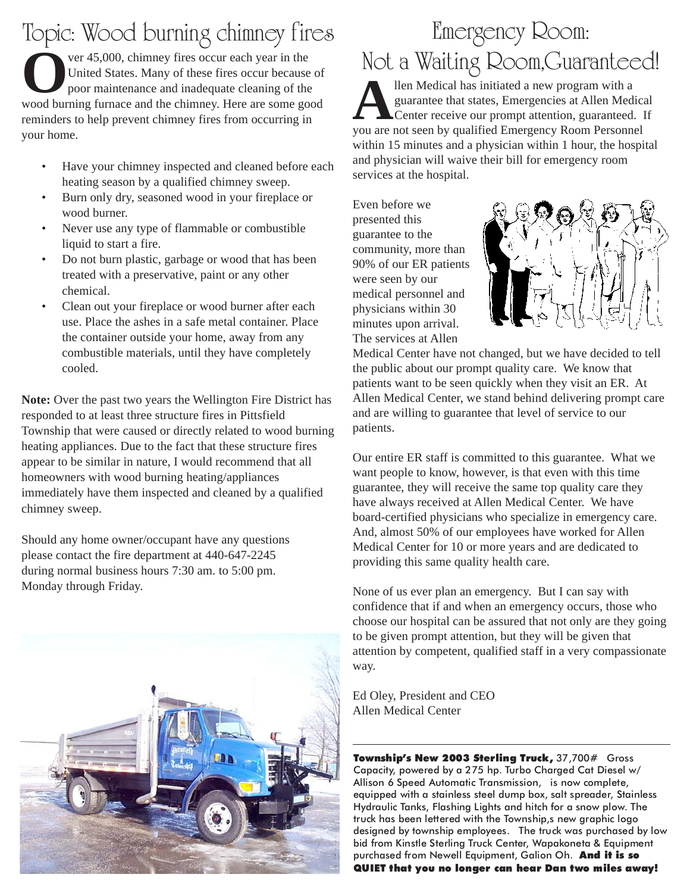# Topic: Wood burning chimney fires

Over 45,000, chimney fires occur each year in the United States. Many of these fires occur because of poor maintenance and inadequate cleaning of the wood burning furnace and the chimney. Here are some good reminders to help prevent chimney fires from occurring in your home.

- Have your chimney inspected and cleaned before each heating season by a qualified chimney sweep.
- Burn only dry, seasoned wood in your fireplace or wood burner.
- Never use any type of flammable or combustible liquid to start a fire.
- Do not burn plastic, garbage or wood that has been treated with a preservative, paint or any other chemical.
- Clean out your fireplace or wood burner after each use. Place the ashes in a safe metal container. Place the container outside your home, away from any combustible materials, until they have completely cooled.

**Note:** Over the past two years the Wellington Fire District has responded to at least three structure fires in Pittsfield Township that were caused or directly related to wood burning heating appliances. Due to the fact that these structure fires appear to be similar in nature, I would recommend that all homeowners with wood burning heating/appliances immediately have them inspected and cleaned by a qualified chimney sweep.

Should any home owner/occupant have any questions please contact the fire department at 440-647-2245 during normal business hours 7:30 am. to 5:00 pm. Monday through Friday.

# Emergency Room: Not a Waiting Room,Guaranteed!

Allen Medical has initiated a new program with a guarantee that states, Emergencies at Allen Medical Center receive our prompt attention, guaranteed. If you are not seen by qualified Emergency Room Personnel within 15 minutes and a physician within 1 hour, the hospital and physician will waive their bill for emergency room services at the hospital.

Even before we presented this guarantee to the community, more than 90% of our ER patients were seen by our medical personnel and physicians within 30 minutes upon arrival. The services at Allen Medical Center have not changed, but we have decided to tell the public about our prompt quality care. We know that patients want to be seen quickly when they visit an ER. At Allen Medical Center, we stand behind delivering prompt care and are willing to guarantee that level of service to our patients.

Our entire ER staff is committed to this guarantee. What we want people to know, however, is that even with this time guarantee, they will receive the same top quality care they have always received at Allen Medical Center. We have board-certified physicians who specialize in emergency care. And, almost 50% of our employees have worked for Allen Medical Center for 10 or more years and are dedicated to providing this same quality health care.

None of us ever plan an emergency. But I can say with confidence that if and when an emergency occurs, those who choose our hospital can be assured that not only are they going to be given prompt attention, but they will be given that attention by competent, qualified staff in a very compassionate way.

Ed Oley, President and CEO
Allen Medical Center

---

**Township's New 2003 Sterling Truck,** 37,700# Gross Capacity, powered by a 275 hp. Turbo Charged Cat Diesel w/ Allison 6 Speed Automatic Transmission, is now complete, equipped with a stainless steel dump box, salt spreader, Stainless Hydraulic Tanks, Flashing Lights and hitch for a snow plow. The truck has been lettered with the Township,s new graphic logo designed by township employees. The truck was purchased by low bid from Kinstle Sterling Truck Center, Wapakoneta & Equipment purchased from Newell Equipment, Galion Oh. **And it is so QUIET that you no longer can hear Dan two miles away!**